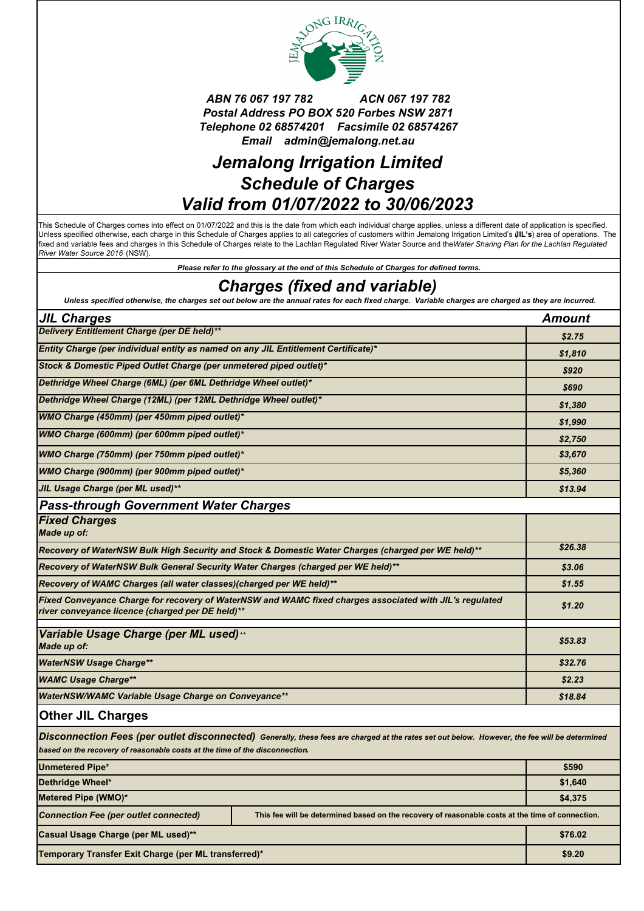*ABN 76 067 197 782 ACN 067 197 782*
*Postal Address PO BOX 520 Forbes NSW 2871*
*Telephone 02 68574201 Facsimile 02 68574267*
*Email admin@jemalong.net.au*

# *Jemalong Irrigation Limited*
# *Schedule of Charges*
# *Valid from 01/07/2022 to 30/06/2023*

This Schedule of Charges comes into effect on 01/07/2022 and this is the date from which each individual charge applies, unless a different date of application is specified. Unless specified otherwise, each charge in this Schedule of Charges applies to all categories of customers within Jemalong Irrigation Limited's (**JIL's**) area of operations. The fixed and variable fees and charges in this Schedule of Charges relate to the Lachlan Regulated River Water Source and the *Water Sharing Plan for the Lachlan Regulated River Water Source 2016* (NSW).

***Please refer to the glossary at the end of this Schedule of Charges for defined terms.***

## *Charges (fixed and variable)*

***Unless specified otherwise, the charges set out below are the annual rates for each fixed charge. Variable charges are charged as they are incurred.***

| *JIL Charges* | *Amount* |
|---|---|
| *Delivery Entitlement Charge (per DE held)*** | *$2.75* |
| *Entity Charge (per individual entity as named on any JIL Entitlement Certificate)** | *$1,810* |
| *Stock & Domestic Piped Outlet Charge (per unmetered piped outlet)** | *$920* |
| *Dethridge Wheel Charge (6ML) (per 6ML Dethridge Wheel outlet)** | *$690* |
| *Dethridge Wheel Charge (12ML) (per 12ML Dethridge Wheel outlet)** | *$1,380* |
| *WMO Charge (450mm) (per 450mm piped outlet)** | *$1,990* |
| *WMO Charge (600mm) (per 600mm piped outlet)** | *$2,750* |
| *WMO Charge (750mm) (per 750mm piped outlet)** | *$3,670* |
| *WMO Charge (900mm) (per 900mm piped outlet)** | *$5,360* |
| *JIL Usage Charge (per ML used)*** | *$13.94* |
| ***Pass-through Government Water Charges*** | |
| ***Fixed Charges*** *Made up of:* | |
| *Recovery of WaterNSW Bulk High Security and Stock & Domestic Water Charges (charged per WE held)*** | *$26.38* |
| *Recovery of WaterNSW Bulk General Security Water Charges (charged per WE held)*** | *$3.06* |
| *Recovery of WAMC Charges (all water classes)(charged per WE held)*** | *$1.55* |
| *Fixed Conveyance Charge for recovery of WaterNSW and WAMC fixed charges associated with JIL's regulated river conveyance licence (charged per DE held)*** | *$1.20* |
| ***Variable Usage Charge (per ML used)***** *Made up of:* | *$53.83* |
| *WaterNSW Usage Charge*** | *$32.76* |
| *WAMC Usage Charge*** | *$2.23* |
| *WaterNSW/WAMC Variable Usage Charge on Conveyance*** | *$18.84* |

## Other JIL Charges

***Disconnection Fees (per outlet disconnected)*** *Generally, these fees are charged at the rates set out below. However, the fee will be determined based on the recovery of reasonable costs at the time of the disconnection.*

| Charge | Amount |
|---|---|
| **Unmetered Pipe*** | **$590** |
| **Dethridge Wheel*** | **$1,640** |
| **Metered Pipe (WMO)*** | **$4,375** |
| ***Connection Fee (per outlet connected)*** | **This fee will be determined based on the recovery of reasonable costs at the time of connection.** |
| **Casual Usage Charge (per ML used)**** | **$76.02** |
| **Temporary Transfer Exit Charge (per ML transferred)*** | **$9.20** |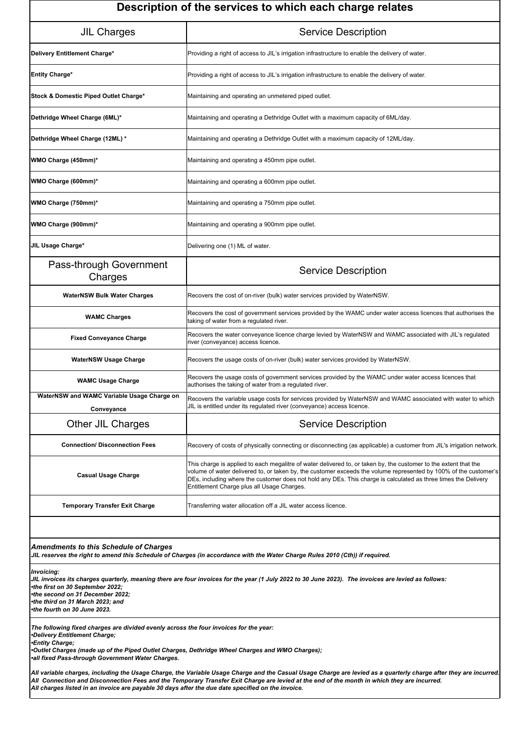# Description of the services to which each charge relates

| JIL Charges | Service Description |
|---|---|
| **Delivery Entitlement Charge*** | Providing a right of access to JIL's irrigation infrastructure to enable the delivery of water. |
| **Entity Charge*** | Providing a right of access to JIL's irrigation infrastructure to enable the delivery of water. |
| **Stock & Domestic Piped Outlet Charge*** | Maintaining and operating an unmetered piped outlet. |
| **Dethridge Wheel Charge (6ML)*** | Maintaining and operating a Dethridge Outlet with a maximum capacity of 6ML/day. |
| **Dethridge Wheel Charge (12ML) *** | Maintaining and operating a Dethridge Outlet with a maximum capacity of 12ML/day. |
| **WMO Charge (450mm)*** | Maintaining and operating a 450mm pipe outlet. |
| **WMO Charge (600mm)*** | Maintaining and operating a 600mm pipe outlet. |
| **WMO Charge (750mm)*** | Maintaining and operating a 750mm pipe outlet. |
| **WMO Charge (900mm)*** | Maintaining and operating a 900mm pipe outlet. |
| **JIL Usage Charge*** | Delivering one (1) ML of water. |
| **Pass-through Government Charges** | **Service Description** |
| **WaterNSW Bulk Water Charges** | Recovers the cost of on-river (bulk) water services provided by WaterNSW. |
| **WAMC Charges** | Recovers the cost of government services provided by the WAMC under water access licences that authorises the taking of water from a regulated river. |
| **Fixed Conveyance Charge** | Recovers the water conveyance licence charge levied by WaterNSW and WAMC associated with JIL's regulated river (conveyance) access licence. |
| **WaterNSW Usage Charge** | Recovers the usage costs of on-river (bulk) water services provided by WaterNSW. |
| **WAMC Usage Charge** | Recovers the usage costs of government services provided by the WAMC under water access licences that authorises the taking of water from a regulated river. |
| **WaterNSW and WAMC Variable Usage Charge on Conveyance** | Recovers the variable usage costs for services provided by WaterNSW and WAMC associated with water to which JIL is entitled under its regulated river (conveyance) access licence. |
| **Other JIL Charges** | **Service Description** |
| **Connection/ Disconnection Fees** | Recovery of costs of physically connecting or disconnecting (as applicable) a customer from JIL's irrigation network. |
| **Casual Usage Charge** | This charge is applied to each megalitre of water delivered to, or taken by, the customer to the extent that the volume of water delivered to, or taken by, the customer exceeds the volume represented by 100% of the customer's DEs, including where the customer does not hold any DEs. This charge is calculated as three times the Delivery Entitlement Charge plus all Usage Charges. |
| **Temporary Transfer Exit Charge** | Transferring water allocation off a JIL water access licence. |

***Amendments to this Schedule of Charges***
***JIL reserves the right to amend this Schedule of Charges (in accordance with the Water Charge Rules 2010 (Cth)) if required.***

***Invoicing:***
***JIL invoices its charges quarterly, meaning there are four invoices for the year (1 July 2022 to 30 June 2023). The invoices are levied as follows:***
- ***the first on 30 September 2022;***
- ***the second on 31 December 2022;***
- ***the third on 31 March 2023; and***
- ***the fourth on 30 June 2023.***

***The following fixed charges are divided evenly across the four invoices for the year:***
- ***Delivery Entitlement Charge;***
- ***Entity Charge;***
- ***Outlet Charges (made up of the Piped Outlet Charges, Dethridge Wheel Charges and WMO Charges);***
- ***all fixed Pass-through Government Water Charges.***

***All variable charges, including the Usage Charge, the Variable Usage Charge and the Casual Usage Charge are levied as a quarterly charge after they are incurred.***
***All Connection and Disconnection Fees and the Temporary Transfer Exit Charge are levied at the end of the month in which they are incurred.***
***All charges listed in an invoice are payable 30 days after the due date specified on the invoice.***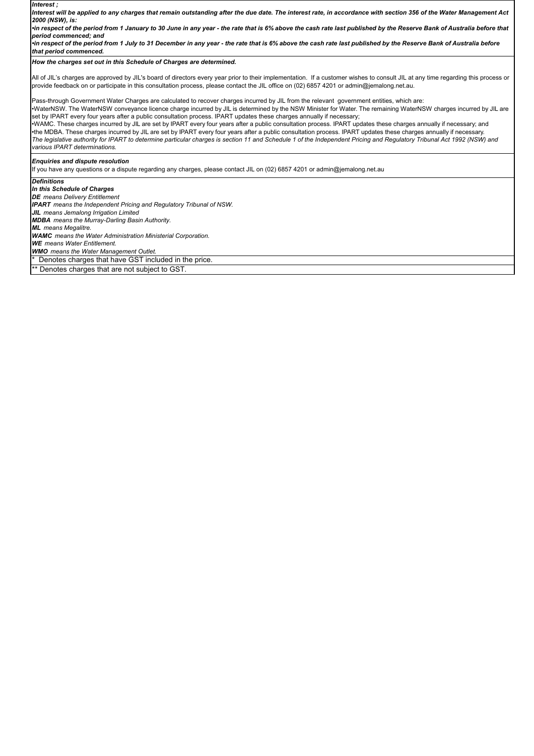***Interest ;***

***Interest will be applied to any charges that remain outstanding after the due date. The interest rate, in accordance with section 356 of the Water Management Act 2000 (NSW), is:***

***•in respect of the period from 1 January to 30 June in any year - the rate that is 6% above the cash rate last published by the Reserve Bank of Australia before that period commenced; and***

***•in respect of the period from 1 July to 31 December in any year - the rate that is 6% above the cash rate last published by the Reserve Bank of Australia before that period commenced.***

***How the charges set out in this Schedule of Charges are determined.***

All of JIL's charges are approved by JIL's board of directors every year prior to their implementation. If a customer wishes to consult JIL at any time regarding this process or provide feedback on or participate in this consultation process, please contact the JIL office on (02) 6857 4201 or admin@jemalong.net.au.

Pass-through Government Water Charges are calculated to recover charges incurred by JIL from the relevant government entities, which are:

•WaterNSW. The WaterNSW conveyance licence charge incurred by JIL is determined by the NSW Minister for Water. The remaining WaterNSW charges incurred by JIL are set by IPART every four years after a public consultation process. IPART updates these charges annually if necessary;

•WAMC. These charges incurred by JIL are set by IPART every four years after a public consultation process. IPART updates these charges annually if necessary; and

•the MDBA. These charges incurred by JIL are set by IPART every four years after a public consultation process. IPART updates these charges annually if necessary.

*The legislative authority for IPART to determine particular charges is section 11 and Schedule 1 of the Independent Pricing and Regulatory Tribunal Act 1992 (NSW) and various IPART determinations.*

***Enquiries and dispute resolution***

If you have any questions or a dispute regarding any charges, please contact JIL on (02) 6857 4201 or admin@jemalong.net.au

***Definitions***

***In this Schedule of Charges***

***DE*** *means Delivery Entitlement*

***IPART*** *means the Independent Pricing and Regulatory Tribunal of NSW.*

***JIL*** *means Jemalong Irrigation Limited*

***MDBA*** *means the Murray-Darling Basin Authority.*

***ML*** *means Megalitre.*

***WAMC*** *means the Water Administration Ministerial Corporation.*

***WE*** *means Water Entitlement.*

***WMO*** *means the Water Management Outlet.*

\* Denotes charges that have GST included in the price.

** Denotes charges that are not subject to GST.